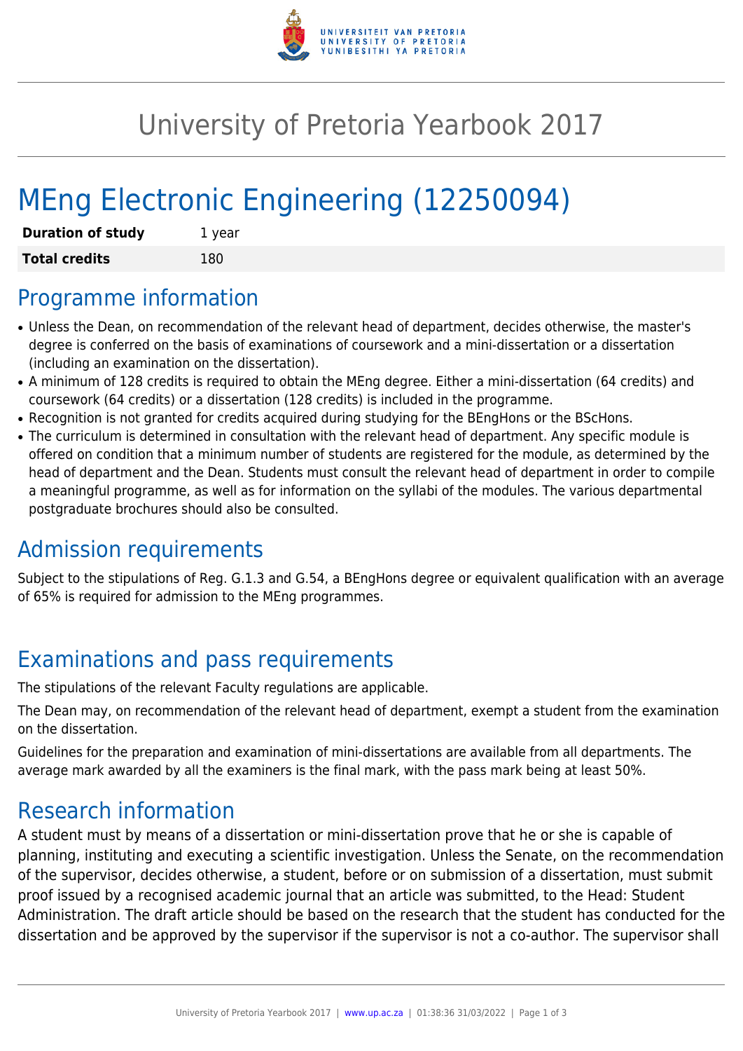# University of Pretoria Yearbook 2017

# MEng Electronic Engineering (12250094)

| **Duration of study** | 1 year |
| --- | --- |
| **Total credits** | 180 |

## Programme information

- Unless the Dean, on recommendation of the relevant head of department, decides otherwise, the master's degree is conferred on the basis of examinations of coursework and a mini-dissertation or a dissertation (including an examination on the dissertation).
- A minimum of 128 credits is required to obtain the MEng degree. Either a mini-dissertation (64 credits) and coursework (64 credits) or a dissertation (128 credits) is included in the programme.
- Recognition is not granted for credits acquired during studying for the BEngHons or the BScHons.
- The curriculum is determined in consultation with the relevant head of department. Any specific module is offered on condition that a minimum number of students are registered for the module, as determined by the head of department and the Dean. Students must consult the relevant head of department in order to compile a meaningful programme, as well as for information on the syllabi of the modules. The various departmental postgraduate brochures should also be consulted.

## Admission requirements

Subject to the stipulations of Reg. G.1.3 and G.54, a BEngHons degree or equivalent qualification with an average of 65% is required for admission to the MEng programmes.

## Examinations and pass requirements

The stipulations of the relevant Faculty regulations are applicable.

The Dean may, on recommendation of the relevant head of department, exempt a student from the examination on the dissertation.

Guidelines for the preparation and examination of mini-dissertations are available from all departments. The average mark awarded by all the examiners is the final mark, with the pass mark being at least 50%.

## Research information

A student must by means of a dissertation or mini-dissertation prove that he or she is capable of planning, instituting and executing a scientific investigation. Unless the Senate, on the recommendation of the supervisor, decides otherwise, a student, before or on submission of a dissertation, must submit proof issued by a recognised academic journal that an article was submitted, to the Head: Student Administration. The draft article should be based on the research that the student has conducted for the dissertation and be approved by the supervisor if the supervisor is not a co-author. The supervisor shall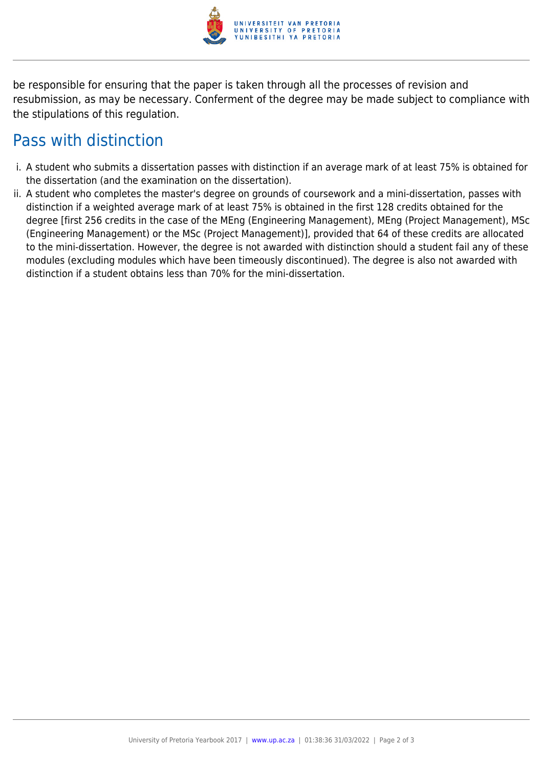be responsible for ensuring that the paper is taken through all the processes of revision and resubmission, as may be necessary. Conferment of the degree may be made subject to compliance with the stipulations of this regulation.

## Pass with distinction

i. A student who submits a dissertation passes with distinction if an average mark of at least 75% is obtained for the dissertation (and the examination on the dissertation).

ii. A student who completes the master's degree on grounds of coursework and a mini-dissertation, passes with distinction if a weighted average mark of at least 75% is obtained in the first 128 credits obtained for the degree [first 256 credits in the case of the MEng (Engineering Management), MEng (Project Management), MSc (Engineering Management) or the MSc (Project Management)], provided that 64 of these credits are allocated to the mini-dissertation. However, the degree is not awarded with distinction should a student fail any of these modules (excluding modules which have been timeously discontinued). The degree is also not awarded with distinction if a student obtains less than 70% for the mini-dissertation.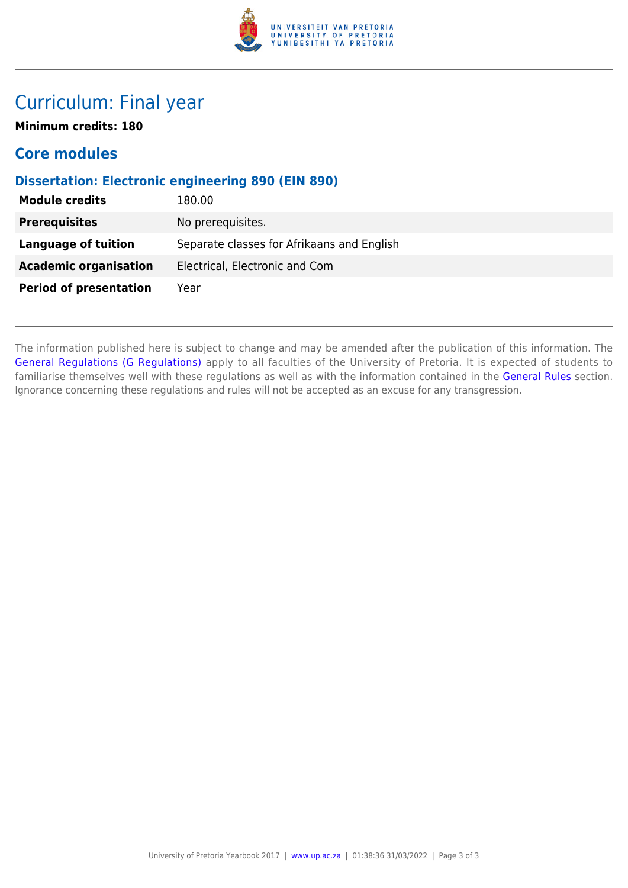# Curriculum: Final year

**Minimum credits: 180**

## Core modules

### Dissertation: Electronic engineering 890 (EIN 890)

| | |
|---|---|
| **Module credits** | 180.00 |
| **Prerequisites** | No prerequisites. |
| **Language of tuition** | Separate classes for Afrikaans and English |
| **Academic organisation** | Electrical, Electronic and Com |
| **Period of presentation** | Year |

The information published here is subject to change and may be amended after the publication of this information. The General Regulations (G Regulations) apply to all faculties of the University of Pretoria. It is expected of students to familiarise themselves well with these regulations as well as with the information contained in the General Rules section. Ignorance concerning these regulations and rules will not be accepted as an excuse for any transgression.